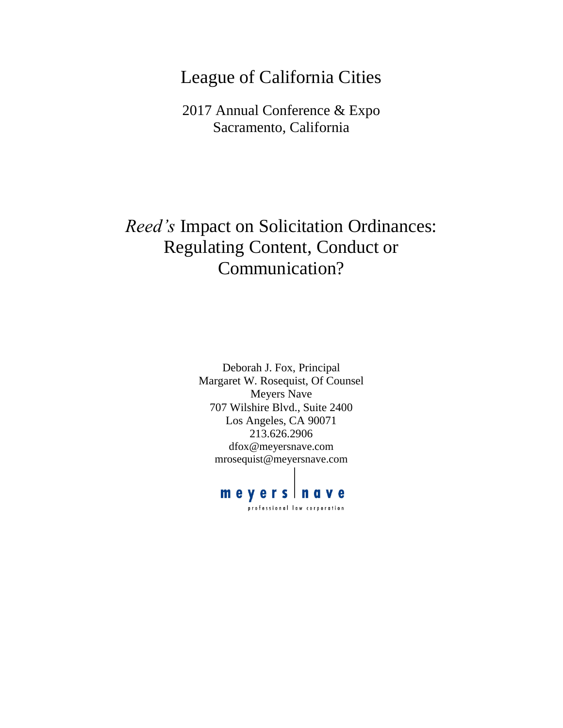# League of California Cities

2017 Annual Conference & Expo
Sacramento, California

# *Reed's* Impact on Solicitation Ordinances: Regulating Content, Conduct or Communication?

Deborah J. Fox, Principal
Margaret W. Rosequist, Of Counsel
Meyers Nave
707 Wilshire Blvd., Suite 2400
Los Angeles, CA 90071
213.626.2906
dfox@meyersnave.com
mrosequist@meyersnave.com

meyers | nave
professional law corporation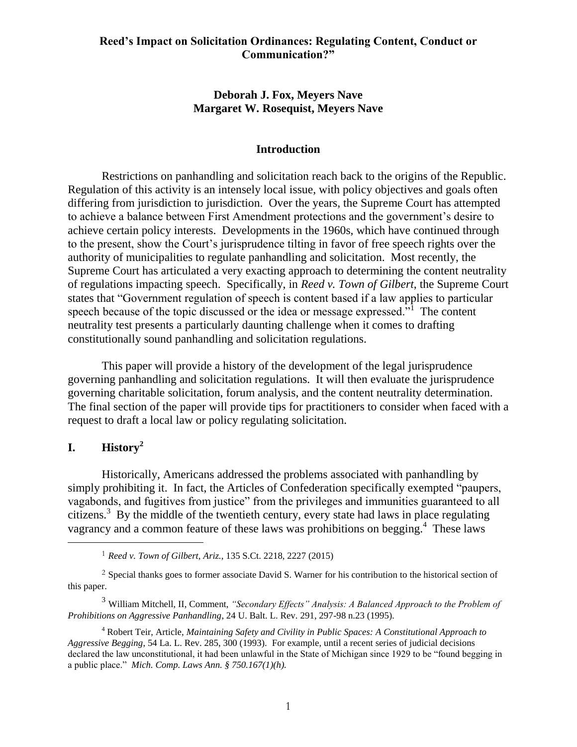**Reed's Impact on Solicitation Ordinances: Regulating Content, Conduct or Communication?"**

**Deborah J. Fox, Meyers Nave**
**Margaret W. Rosequist, Meyers Nave**

## Introduction

Restrictions on panhandling and solicitation reach back to the origins of the Republic. Regulation of this activity is an intensely local issue, with policy objectives and goals often differing from jurisdiction to jurisdiction. Over the years, the Supreme Court has attempted to achieve a balance between First Amendment protections and the government's desire to achieve certain policy interests. Developments in the 1960s, which have continued through to the present, show the Court's jurisprudence tilting in favor of free speech rights over the authority of municipalities to regulate panhandling and solicitation. Most recently, the Supreme Court has articulated a very exacting approach to determining the content neutrality of regulations impacting speech. Specifically, in *Reed v. Town of Gilbert*, the Supreme Court states that "Government regulation of speech is content based if a law applies to particular speech because of the topic discussed or the idea or message expressed."[1] The content neutrality test presents a particularly daunting challenge when it comes to drafting constitutionally sound panhandling and solicitation regulations.

This paper will provide a history of the development of the legal jurisprudence governing panhandling and solicitation regulations. It will then evaluate the jurisprudence governing charitable solicitation, forum analysis, and the content neutrality determination. The final section of the paper will provide tips for practitioners to consider when faced with a request to draft a local law or policy regulating solicitation.

## I. History[2]

Historically, Americans addressed the problems associated with panhandling by simply prohibiting it. In fact, the Articles of Confederation specifically exempted "paupers, vagabonds, and fugitives from justice" from the privileges and immunities guaranteed to all citizens.[3] By the middle of the twentieth century, every state had laws in place regulating vagrancy and a common feature of these laws was prohibitions on begging.[4] These laws

---

[1] *Reed v. Town of Gilbert, Ariz.*, 135 S.Ct. 2218, 2227 (2015)

[2] Special thanks goes to former associate David S. Warner for his contribution to the historical section of this paper.

[3] William Mitchell, II, Comment, *"Secondary Effects" Analysis: A Balanced Approach to the Problem of Prohibitions on Aggressive Panhandling*, 24 U. Balt. L. Rev. 291, 297-98 n.23 (1995).

[4] Robert Teir, Article, *Maintaining Safety and Civility in Public Spaces: A Constitutional Approach to Aggressive Begging*, 54 La. L. Rev. 285, 300 (1993). For example, until a recent series of judicial decisions declared the law unconstitutional, it had been unlawful in the State of Michigan since 1929 to be "found begging in a public place." *Mich. Comp. Laws Ann. § 750.167(1)(h).*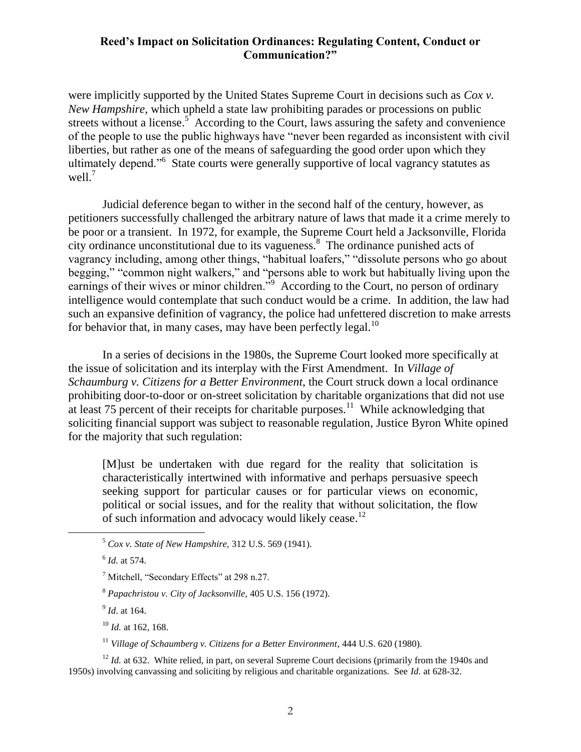were implicitly supported by the United States Supreme Court in decisions such as *Cox v. New Hampshire*, which upheld a state law prohibiting parades or processions on public streets without a license.[5] According to the Court, laws assuring the safety and convenience of the people to use the public highways have "never been regarded as inconsistent with civil liberties, but rather as one of the means of safeguarding the good order upon which they ultimately depend."[6] State courts were generally supportive of local vagrancy statutes as well.[7]

Judicial deference began to wither in the second half of the century, however, as petitioners successfully challenged the arbitrary nature of laws that made it a crime merely to be poor or a transient. In 1972, for example, the Supreme Court held a Jacksonville, Florida city ordinance unconstitutional due to its vagueness.[8] The ordinance punished acts of vagrancy including, among other things, "habitual loafers," "dissolute persons who go about begging," "common night walkers," and "persons able to work but habitually living upon the earnings of their wives or minor children."[9] According to the Court, no person of ordinary intelligence would contemplate that such conduct would be a crime. In addition, the law had such an expansive definition of vagrancy, the police had unfettered discretion to make arrests for behavior that, in many cases, may have been perfectly legal.[10]

In a series of decisions in the 1980s, the Supreme Court looked more specifically at the issue of solicitation and its interplay with the First Amendment. In *Village of Schaumburg v. Citizens for a Better Environment*, the Court struck down a local ordinance prohibiting door-to-door or on-street solicitation by charitable organizations that did not use at least 75 percent of their receipts for charitable purposes.[11] While acknowledging that soliciting financial support was subject to reasonable regulation, Justice Byron White opined for the majority that such regulation:

> [M]ust be undertaken with due regard for the reality that solicitation is characteristically intertwined with informative and perhaps persuasive speech seeking support for particular causes or for particular views on economic, political or social issues, and for the reality that without solicitation, the flow of such information and advocacy would likely cease.[12]

---

[5] *Cox v. State of New Hampshire*, 312 U.S. 569 (1941).

[6] *Id.* at 574.

[7] Mitchell, "Secondary Effects" at 298 n.27.

[8] *Papachristou v. City of Jacksonville*, 405 U.S. 156 (1972).

[9] *Id*. at 164.

[10] *Id.* at 162, 168.

[11] *Village of Schaumberg v. Citizens for a Better Environment*, 444 U.S. 620 (1980).

[12] *Id.* at 632. White relied, in part, on several Supreme Court decisions (primarily from the 1940s and 1950s) involving canvassing and soliciting by religious and charitable organizations. See *Id.* at 628-32.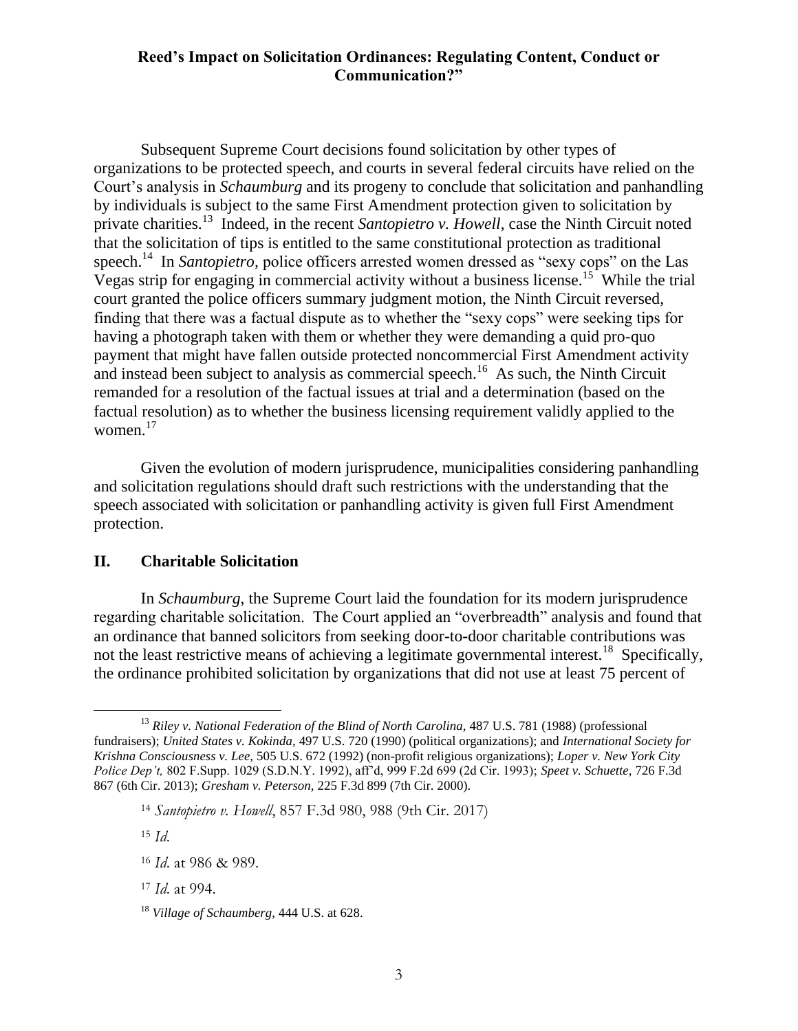Subsequent Supreme Court decisions found solicitation by other types of organizations to be protected speech, and courts in several federal circuits have relied on the Court's analysis in *Schaumburg* and its progeny to conclude that solicitation and panhandling by individuals is subject to the same First Amendment protection given to solicitation by private charities.[13] Indeed, in the recent *Santopietro v. Howell*, case the Ninth Circuit noted that the solicitation of tips is entitled to the same constitutional protection as traditional speech.[14] In *Santopietro,* police officers arrested women dressed as "sexy cops" on the Las Vegas strip for engaging in commercial activity without a business license.[15] While the trial court granted the police officers summary judgment motion, the Ninth Circuit reversed, finding that there was a factual dispute as to whether the "sexy cops" were seeking tips for having a photograph taken with them or whether they were demanding a quid pro-quo payment that might have fallen outside protected noncommercial First Amendment activity and instead been subject to analysis as commercial speech.[16] As such, the Ninth Circuit remanded for a resolution of the factual issues at trial and a determination (based on the factual resolution) as to whether the business licensing requirement validly applied to the women.[17]

Given the evolution of modern jurisprudence, municipalities considering panhandling and solicitation regulations should draft such restrictions with the understanding that the speech associated with solicitation or panhandling activity is given full First Amendment protection.

## II. Charitable Solicitation

In *Schaumburg,* the Supreme Court laid the foundation for its modern jurisprudence regarding charitable solicitation. The Court applied an "overbreadth" analysis and found that an ordinance that banned solicitors from seeking door-to-door charitable contributions was not the least restrictive means of achieving a legitimate governmental interest.[18] Specifically, the ordinance prohibited solicitation by organizations that did not use at least 75 percent of

---

[13] *Riley v. National Federation of the Blind of North Carolina,* 487 U.S. 781 (1988) (professional fundraisers); *United States v. Kokinda,* 497 U.S. 720 (1990) (political organizations); and *International Society for Krishna Consciousness v. Lee,* 505 U.S. 672 (1992) (non-profit religious organizations); *Loper v. New York City Police Dep't,* 802 F.Supp. 1029 (S.D.N.Y. 1992), aff'd, 999 F.2d 699 (2d Cir. 1993); *Speet v. Schuette,* 726 F.3d 867 (6th Cir. 2013); *Gresham v. Peterson,* 225 F.3d 899 (7th Cir. 2000).

[14] *Santopietro v. Howell*, 857 F.3d 980, 988 (9th Cir. 2017)

[15] *Id.*

[16] *Id.* at 986 & 989.

[17] *Id.* at 994.

[18] *Village of Schaumberg*, 444 U.S. at 628.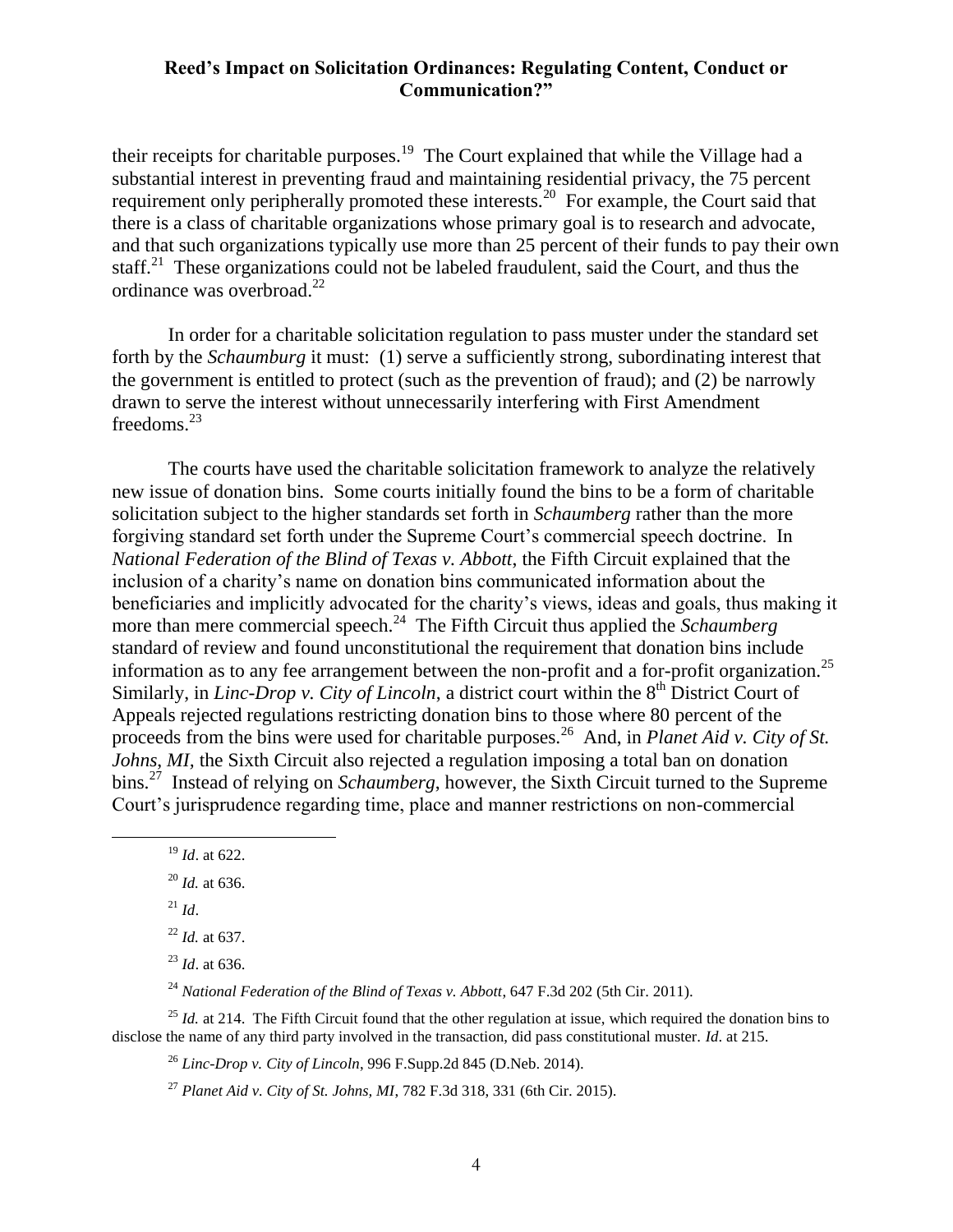their receipts for charitable purposes.[19] The Court explained that while the Village had a substantial interest in preventing fraud and maintaining residential privacy, the 75 percent requirement only peripherally promoted these interests.[20] For example, the Court said that there is a class of charitable organizations whose primary goal is to research and advocate, and that such organizations typically use more than 25 percent of their funds to pay their own staff.[21] These organizations could not be labeled fraudulent, said the Court, and thus the ordinance was overbroad.[22]

In order for a charitable solicitation regulation to pass muster under the standard set forth by the *Schaumburg* it must: (1) serve a sufficiently strong, subordinating interest that the government is entitled to protect (such as the prevention of fraud); and (2) be narrowly drawn to serve the interest without unnecessarily interfering with First Amendment freedoms.[23]

The courts have used the charitable solicitation framework to analyze the relatively new issue of donation bins. Some courts initially found the bins to be a form of charitable solicitation subject to the higher standards set forth in *Schaumberg* rather than the more forgiving standard set forth under the Supreme Court's commercial speech doctrine. In *National Federation of the Blind of Texas v. Abbott*, the Fifth Circuit explained that the inclusion of a charity's name on donation bins communicated information about the beneficiaries and implicitly advocated for the charity's views, ideas and goals, thus making it more than mere commercial speech.[24] The Fifth Circuit thus applied the *Schaumberg* standard of review and found unconstitutional the requirement that donation bins include information as to any fee arrangement between the non-profit and a for-profit organization.[25] Similarly, in *Linc-Drop v. City of Lincoln*, a district court within the 8th District Court of Appeals rejected regulations restricting donation bins to those where 80 percent of the proceeds from the bins were used for charitable purposes.[26] And, in *Planet Aid v. City of St. Johns, MI,* the Sixth Circuit also rejected a regulation imposing a total ban on donation bins.[27] Instead of relying on *Schaumberg*, however, the Sixth Circuit turned to the Supreme Court's jurisprudence regarding time, place and manner restrictions on non-commercial

---

[19] *Id*. at 622.

[20] *Id.* at 636.

[21] *Id*.

[22] *Id.* at 637.

[23] *Id*. at 636.

[24] *National Federation of the Blind of Texas v. Abbott*, 647 F.3d 202 (5th Cir. 2011).

[25] *Id.* at 214. The Fifth Circuit found that the other regulation at issue, which required the donation bins to disclose the name of any third party involved in the transaction, did pass constitutional muster. *Id*. at 215.

[26] *Linc-Drop v. City of Lincoln*, 996 F.Supp.2d 845 (D.Neb. 2014).

[27] *Planet Aid v. City of St. Johns, MI*, 782 F.3d 318, 331 (6th Cir. 2015).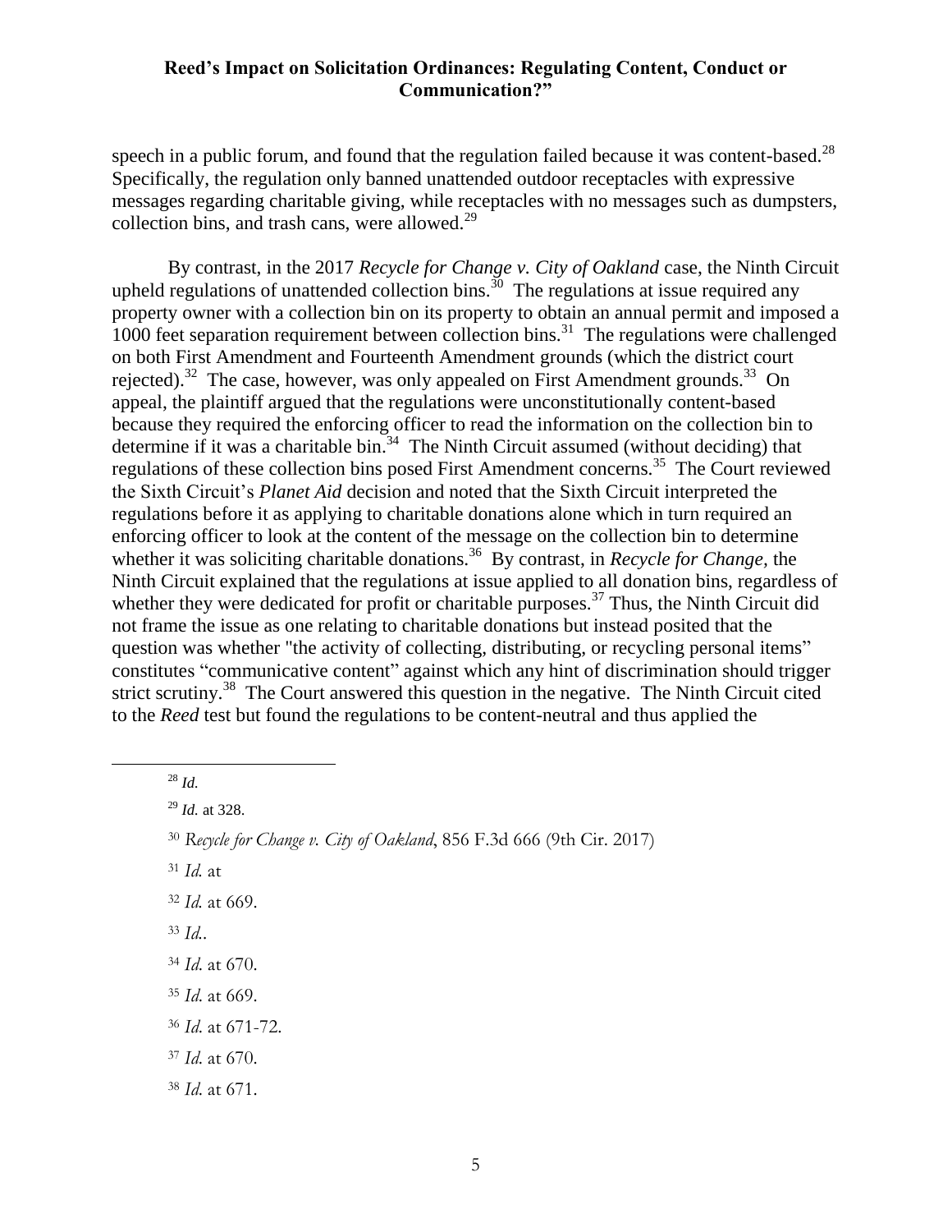speech in a public forum, and found that the regulation failed because it was content-based.[28] Specifically, the regulation only banned unattended outdoor receptacles with expressive messages regarding charitable giving, while receptacles with no messages such as dumpsters, collection bins, and trash cans, were allowed.[29]

By contrast, in the 2017 *Recycle for Change v. City of Oakland* case, the Ninth Circuit upheld regulations of unattended collection bins.[30] The regulations at issue required any property owner with a collection bin on its property to obtain an annual permit and imposed a 1000 feet separation requirement between collection bins.[31] The regulations were challenged on both First Amendment and Fourteenth Amendment grounds (which the district court rejected).[32] The case, however, was only appealed on First Amendment grounds.[33] On appeal, the plaintiff argued that the regulations were unconstitutionally content-based because they required the enforcing officer to read the information on the collection bin to determine if it was a charitable bin.[34] The Ninth Circuit assumed (without deciding) that regulations of these collection bins posed First Amendment concerns.[35] The Court reviewed the Sixth Circuit's *Planet Aid* decision and noted that the Sixth Circuit interpreted the regulations before it as applying to charitable donations alone which in turn required an enforcing officer to look at the content of the message on the collection bin to determine whether it was soliciting charitable donations.[36] By contrast, in *Recycle for Change*, the Ninth Circuit explained that the regulations at issue applied to all donation bins, regardless of whether they were dedicated for profit or charitable purposes.[37] Thus, the Ninth Circuit did not frame the issue as one relating to charitable donations but instead posited that the question was whether "the activity of collecting, distributing, or recycling personal items" constitutes "communicative content" against which any hint of discrimination should trigger strict scrutiny.[38] The Court answered this question in the negative. The Ninth Circuit cited to the *Reed* test but found the regulations to be content-neutral and thus applied the

---

[28] *Id.*

[29] *Id.* at 328.

[30] *Recycle for Change v. City of Oakland*, 856 F.3d 666 (9th Cir. 2017)

[31] *Id.* at

[32] *Id.* at 669.

[33] *Id.*.

[34] *Id.* at 670.

[35] *Id.* at 669.

[36] *Id.* at 671-72.

[37] *Id.* at 670.

[38] *Id.* at 671.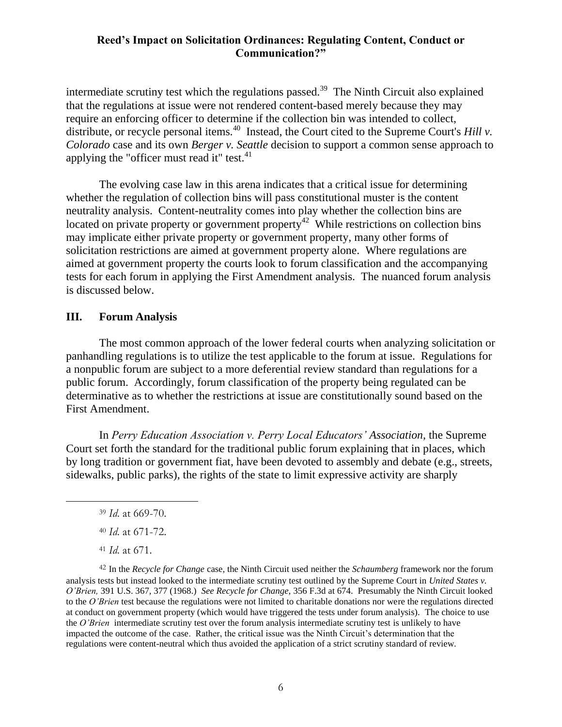intermediate scrutiny test which the regulations passed.[39] The Ninth Circuit also explained that the regulations at issue were not rendered content-based merely because they may require an enforcing officer to determine if the collection bin was intended to collect, distribute, or recycle personal items.[40] Instead, the Court cited to the Supreme Court's *Hill v. Colorado* case and its own *Berger v. Seattle* decision to support a common sense approach to applying the "officer must read it" test.[41]

The evolving case law in this arena indicates that a critical issue for determining whether the regulation of collection bins will pass constitutional muster is the content neutrality analysis. Content-neutrality comes into play whether the collection bins are located on private property or government property[42] While restrictions on collection bins may implicate either private property or government property, many other forms of solicitation restrictions are aimed at government property alone. Where regulations are aimed at government property the courts look to forum classification and the accompanying tests for each forum in applying the First Amendment analysis. The nuanced forum analysis is discussed below.

## III. Forum Analysis

The most common approach of the lower federal courts when analyzing solicitation or panhandling regulations is to utilize the test applicable to the forum at issue. Regulations for a nonpublic forum are subject to a more deferential review standard than regulations for a public forum. Accordingly, forum classification of the property being regulated can be determinative as to whether the restrictions at issue are constitutionally sound based on the First Amendment.

In *Perry Education Association v. Perry Local Educators' Association,* the Supreme Court set forth the standard for the traditional public forum explaining that in places, which by long tradition or government fiat, have been devoted to assembly and debate (e.g., streets, sidewalks, public parks), the rights of the state to limit expressive activity are sharply

---

[39] *Id.* at 669-70.

[40] *Id.* at 671-72.

[41] *Id.* at 671.

[42] In the *Recycle for Change* case, the Ninth Circuit used neither the *Schaumberg* framework nor the forum analysis tests but instead looked to the intermediate scrutiny test outlined by the Supreme Court in *United States v. O'Brien,* 391 U.S. 367, 377 (1968.) *See Recycle for Change,* 356 F.3d at 674. Presumably the Ninth Circuit looked to the *O'Brien* test because the regulations were not limited to charitable donations nor were the regulations directed at conduct on government property (which would have triggered the tests under forum analysis). The choice to use the *O'Brien* intermediate scrutiny test over the forum analysis intermediate scrutiny test is unlikely to have impacted the outcome of the case. Rather, the critical issue was the Ninth Circuit's determination that the regulations were content-neutral which thus avoided the application of a strict scrutiny standard of review.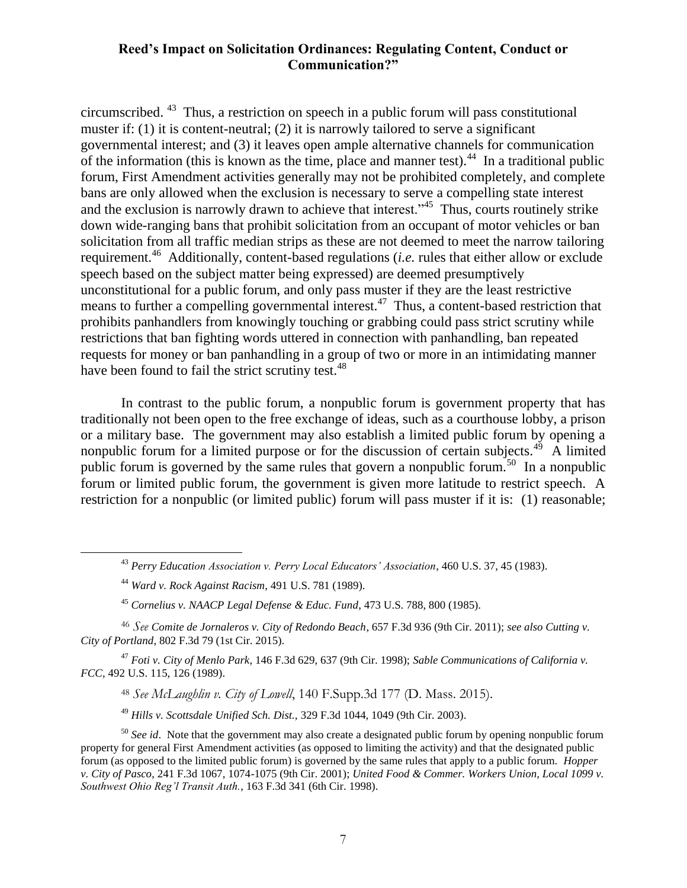circumscribed. [43] Thus, a restriction on speech in a public forum will pass constitutional muster if: (1) it is content-neutral; (2) it is narrowly tailored to serve a significant governmental interest; and (3) it leaves open ample alternative channels for communication of the information (this is known as the time, place and manner test).[44] In a traditional public forum, First Amendment activities generally may not be prohibited completely, and complete bans are only allowed when the exclusion is necessary to serve a compelling state interest and the exclusion is narrowly drawn to achieve that interest."[45] Thus, courts routinely strike down wide-ranging bans that prohibit solicitation from an occupant of motor vehicles or ban solicitation from all traffic median strips as these are not deemed to meet the narrow tailoring requirement.[46] Additionally, content-based regulations (*i.e.* rules that either allow or exclude speech based on the subject matter being expressed) are deemed presumptively unconstitutional for a public forum, and only pass muster if they are the least restrictive means to further a compelling governmental interest.[47] Thus, a content-based restriction that prohibits panhandlers from knowingly touching or grabbing could pass strict scrutiny while restrictions that ban fighting words uttered in connection with panhandling, ban repeated requests for money or ban panhandling in a group of two or more in an intimidating manner have been found to fail the strict scrutiny test.[48]

In contrast to the public forum, a nonpublic forum is government property that has traditionally not been open to the free exchange of ideas, such as a courthouse lobby, a prison or a military base. The government may also establish a limited public forum by opening a nonpublic forum for a limited purpose or for the discussion of certain subjects.[49] A limited public forum is governed by the same rules that govern a nonpublic forum.[50] In a nonpublic forum or limited public forum, the government is given more latitude to restrict speech. A restriction for a nonpublic (or limited public) forum will pass muster if it is: (1) reasonable;

---

[43] *Perry Education Association v. Perry Local Educators' Association*, 460 U.S. 37, 45 (1983).

[44] *Ward v. Rock Against Racism*, 491 U.S. 781 (1989).

[45] *Cornelius v. NAACP Legal Defense & Educ. Fund*, 473 U.S. 788, 800 (1985).

[46] *See Comite de Jornaleros v. City of Redondo Beach*, 657 F.3d 936 (9th Cir. 2011); *see also Cutting v. City of Portland*, 802 F.3d 79 (1st Cir. 2015).

[47] *Foti v. City of Menlo Park*, 146 F.3d 629, 637 (9th Cir. 1998); *Sable Communications of California v. FCC*, 492 U.S. 115, 126 (1989).

[48] *See McLaughlin v. City of Lowell*, 140 F.Supp.3d 177 (D. Mass. 2015).

[49] *Hills v. Scottsdale Unified Sch. Dist.*, 329 F.3d 1044, 1049 (9th Cir. 2003).

[50] *See id*. Note that the government may also create a designated public forum by opening nonpublic forum property for general First Amendment activities (as opposed to limiting the activity) and that the designated public forum (as opposed to the limited public forum) is governed by the same rules that apply to a public forum. *Hopper v. City of Pasco*, 241 F.3d 1067, 1074-1075 (9th Cir. 2001); *United Food & Commer. Workers Union, Local 1099 v. Southwest Ohio Reg'l Transit Auth.*, 163 F.3d 341 (6th Cir. 1998).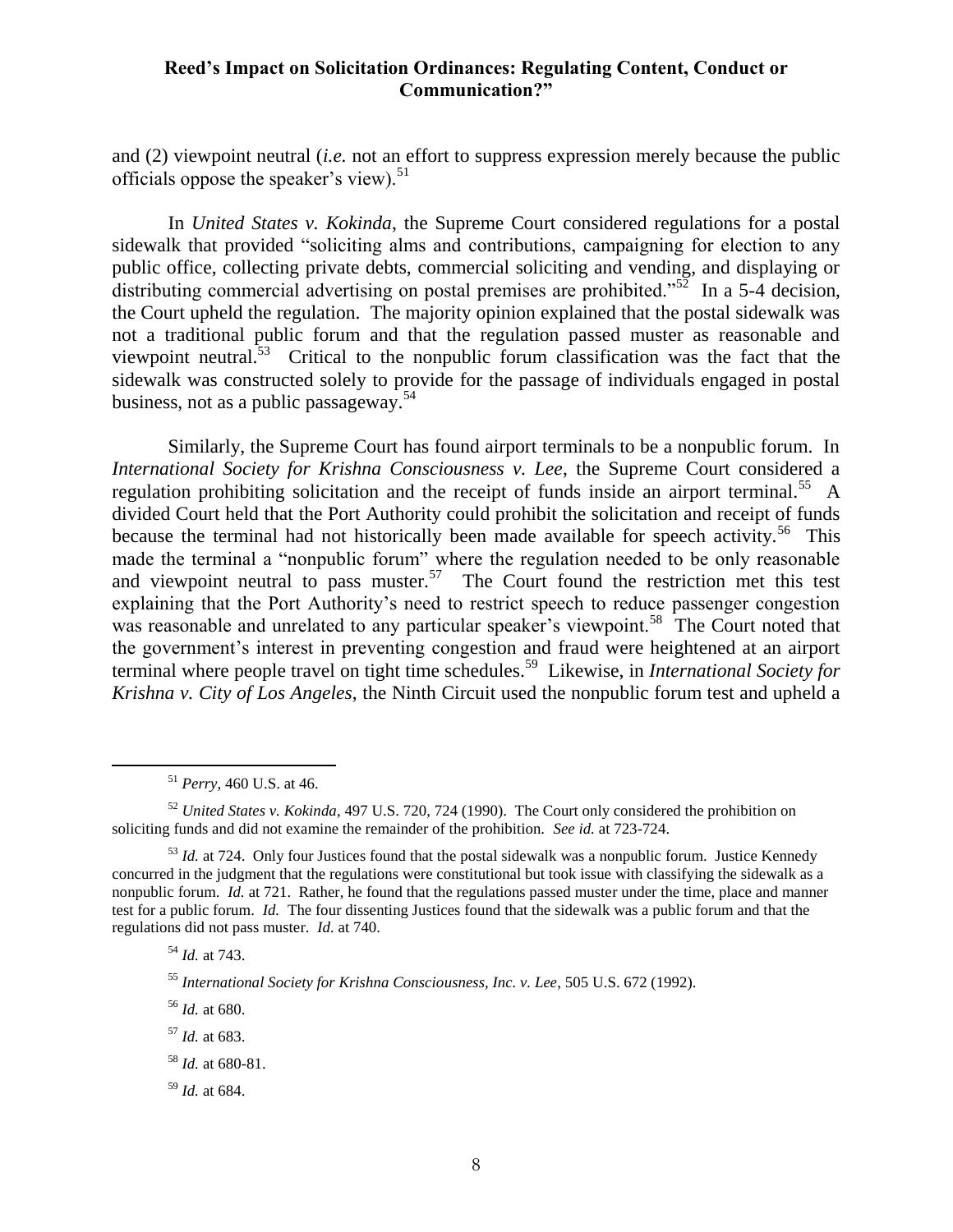and (2) viewpoint neutral (*i.e.* not an effort to suppress expression merely because the public officials oppose the speaker's view).[51]

In *United States v. Kokinda*, the Supreme Court considered regulations for a postal sidewalk that provided "soliciting alms and contributions, campaigning for election to any public office, collecting private debts, commercial soliciting and vending, and displaying or distributing commercial advertising on postal premises are prohibited."[52] In a 5-4 decision, the Court upheld the regulation. The majority opinion explained that the postal sidewalk was not a traditional public forum and that the regulation passed muster as reasonable and viewpoint neutral.[53] Critical to the nonpublic forum classification was the fact that the sidewalk was constructed solely to provide for the passage of individuals engaged in postal business, not as a public passageway.[54]

Similarly, the Supreme Court has found airport terminals to be a nonpublic forum. In *International Society for Krishna Consciousness v. Lee*, the Supreme Court considered a regulation prohibiting solicitation and the receipt of funds inside an airport terminal.[55] A divided Court held that the Port Authority could prohibit the solicitation and receipt of funds because the terminal had not historically been made available for speech activity.[56] This made the terminal a "nonpublic forum" where the regulation needed to be only reasonable and viewpoint neutral to pass muster.[57] The Court found the restriction met this test explaining that the Port Authority's need to restrict speech to reduce passenger congestion was reasonable and unrelated to any particular speaker's viewpoint.[58] The Court noted that the government's interest in preventing congestion and fraud were heightened at an airport terminal where people travel on tight time schedules.[59] Likewise, in *International Society for Krishna v. City of Los Angeles*, the Ninth Circuit used the nonpublic forum test and upheld a

---

[51] *Perry*, 460 U.S. at 46.

[52] *United States v. Kokinda*, 497 U.S. 720, 724 (1990). The Court only considered the prohibition on soliciting funds and did not examine the remainder of the prohibition. *See id.* at 723-724.

[53] *Id.* at 724. Only four Justices found that the postal sidewalk was a nonpublic forum. Justice Kennedy concurred in the judgment that the regulations were constitutional but took issue with classifying the sidewalk as a nonpublic forum. *Id.* at 721. Rather, he found that the regulations passed muster under the time, place and manner test for a public forum. *Id.* The four dissenting Justices found that the sidewalk was a public forum and that the regulations did not pass muster. *Id.* at 740.

[54] *Id.* at 743.

[55] *International Society for Krishna Consciousness, Inc. v. Lee*, 505 U.S. 672 (1992).

[56] *Id.* at 680.

[57] *Id.* at 683.

[58] *Id.* at 680-81.

[59] *Id.* at 684.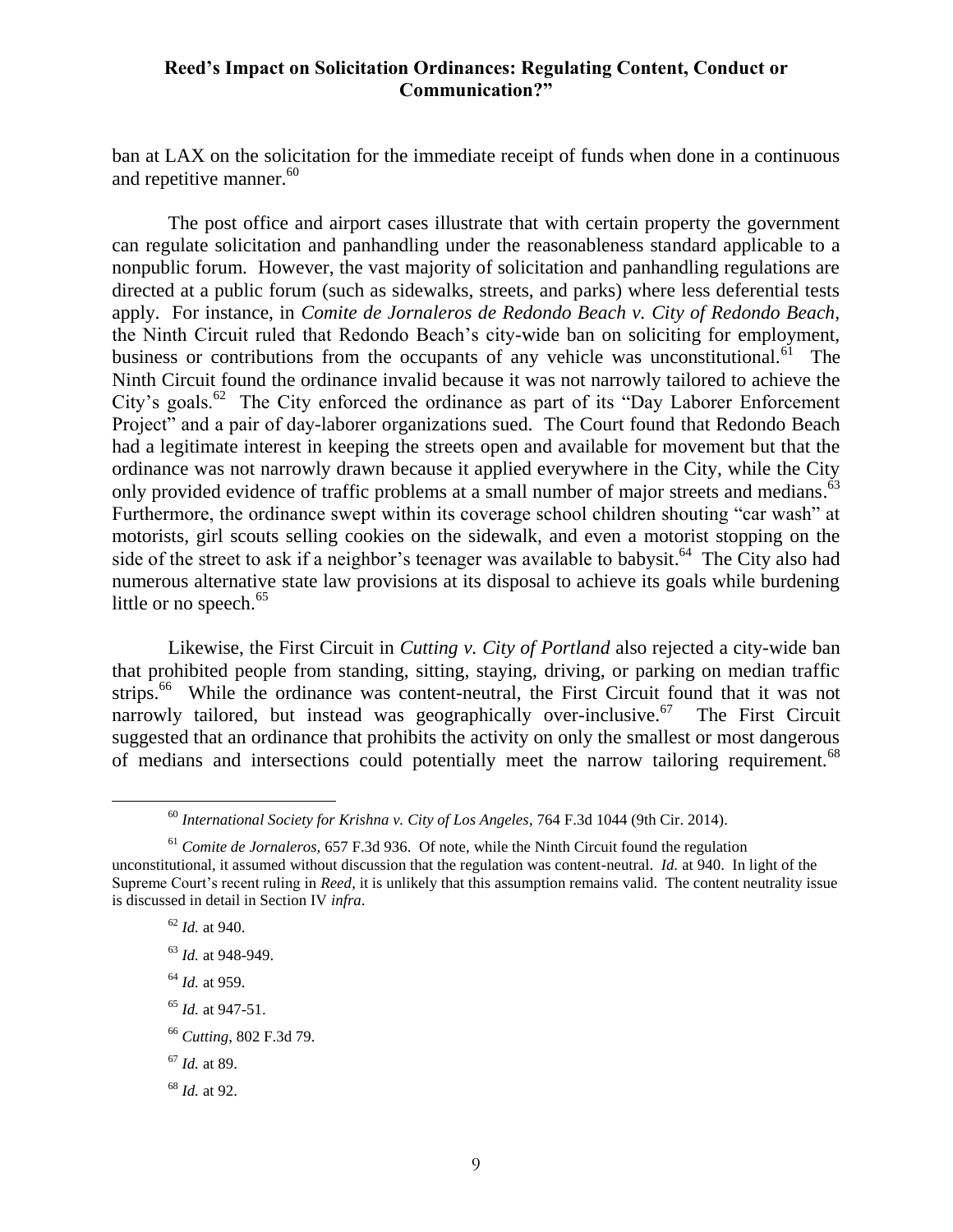ban at LAX on the solicitation for the immediate receipt of funds when done in a continuous and repetitive manner.[60]

The post office and airport cases illustrate that with certain property the government can regulate solicitation and panhandling under the reasonableness standard applicable to a nonpublic forum. However, the vast majority of solicitation and panhandling regulations are directed at a public forum (such as sidewalks, streets, and parks) where less deferential tests apply. For instance, in *Comite de Jornaleros de Redondo Beach v. City of Redondo Beach*, the Ninth Circuit ruled that Redondo Beach's city-wide ban on soliciting for employment, business or contributions from the occupants of any vehicle was unconstitutional.[61] The Ninth Circuit found the ordinance invalid because it was not narrowly tailored to achieve the City's goals.[62] The City enforced the ordinance as part of its "Day Laborer Enforcement Project" and a pair of day-laborer organizations sued. The Court found that Redondo Beach had a legitimate interest in keeping the streets open and available for movement but that the ordinance was not narrowly drawn because it applied everywhere in the City, while the City only provided evidence of traffic problems at a small number of major streets and medians.[63] Furthermore, the ordinance swept within its coverage school children shouting "car wash" at motorists, girl scouts selling cookies on the sidewalk, and even a motorist stopping on the side of the street to ask if a neighbor's teenager was available to babysit.[64] The City also had numerous alternative state law provisions at its disposal to achieve its goals while burdening little or no speech.[65]

Likewise, the First Circuit in *Cutting v. City of Portland* also rejected a city-wide ban that prohibited people from standing, sitting, staying, driving, or parking on median traffic strips.[66] While the ordinance was content-neutral, the First Circuit found that it was not narrowly tailored, but instead was geographically over-inclusive.[67] The First Circuit suggested that an ordinance that prohibits the activity on only the smallest or most dangerous of medians and intersections could potentially meet the narrow tailoring requirement.[68]

---

[60] *International Society for Krishna v. City of Los Angeles*, 764 F.3d 1044 (9th Cir. 2014).

[61] *Comite de Jornaleros*, 657 F.3d 936. Of note, while the Ninth Circuit found the regulation unconstitutional, it assumed without discussion that the regulation was content-neutral. *Id.* at 940. In light of the Supreme Court's recent ruling in *Reed*, it is unlikely that this assumption remains valid. The content neutrality issue is discussed in detail in Section IV *infra*.

[62] *Id.* at 940.

[63] *Id.* at 948-949.

[64] *Id.* at 959.

[65] *Id.* at 947-51.

[66] *Cutting*, 802 F.3d 79.

[67] *Id.* at 89.

[68] *Id.* at 92.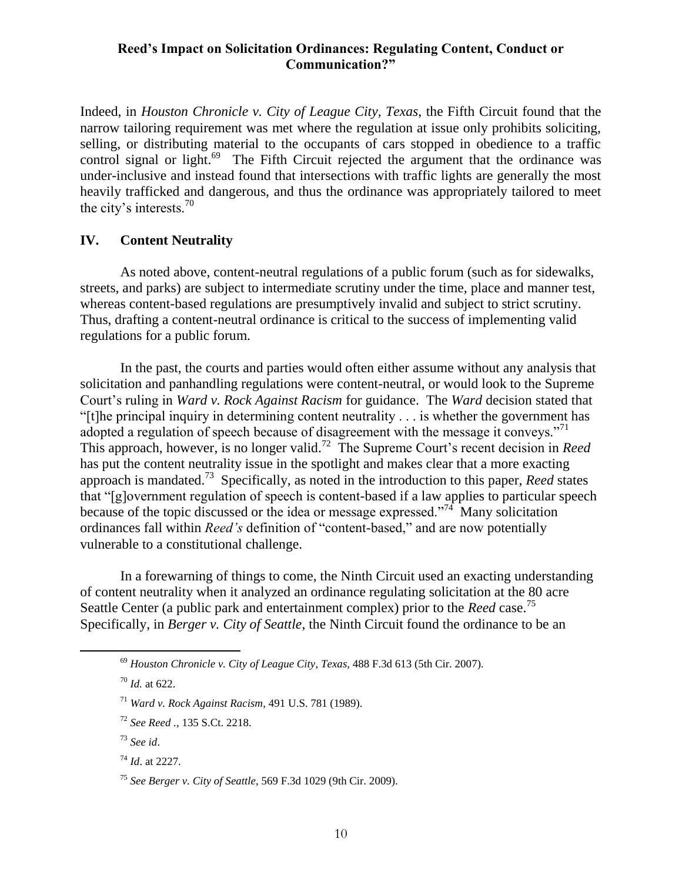Indeed, in *Houston Chronicle v. City of League City, Texas*, the Fifth Circuit found that the narrow tailoring requirement was met where the regulation at issue only prohibits soliciting, selling, or distributing material to the occupants of cars stopped in obedience to a traffic control signal or light.[69] The Fifth Circuit rejected the argument that the ordinance was under-inclusive and instead found that intersections with traffic lights are generally the most heavily trafficked and dangerous, and thus the ordinance was appropriately tailored to meet the city's interests.[70]

## IV. Content Neutrality

As noted above, content-neutral regulations of a public forum (such as for sidewalks, streets, and parks) are subject to intermediate scrutiny under the time, place and manner test, whereas content-based regulations are presumptively invalid and subject to strict scrutiny. Thus, drafting a content-neutral ordinance is critical to the success of implementing valid regulations for a public forum.

In the past, the courts and parties would often either assume without any analysis that solicitation and panhandling regulations were content-neutral, or would look to the Supreme Court's ruling in *Ward v. Rock Against Racism* for guidance. The *Ward* decision stated that "[t]he principal inquiry in determining content neutrality . . . is whether the government has adopted a regulation of speech because of disagreement with the message it conveys."[71] This approach, however, is no longer valid.[72] The Supreme Court's recent decision in *Reed* has put the content neutrality issue in the spotlight and makes clear that a more exacting approach is mandated.[73] Specifically, as noted in the introduction to this paper, *Reed* states that "[g]overnment regulation of speech is content-based if a law applies to particular speech because of the topic discussed or the idea or message expressed."[74] Many solicitation ordinances fall within *Reed's* definition of "content-based," and are now potentially vulnerable to a constitutional challenge.

In a forewarning of things to come, the Ninth Circuit used an exacting understanding of content neutrality when it analyzed an ordinance regulating solicitation at the 80 acre Seattle Center (a public park and entertainment complex) prior to the *Reed* case.[75] Specifically, in *Berger v. City of Seattle*, the Ninth Circuit found the ordinance to be an

---

[69] *Houston Chronicle v. City of League City, Texas*, 488 F.3d 613 (5th Cir. 2007).

[70] *Id.* at 622.

[71] *Ward v. Rock Against Racism*, 491 U.S. 781 (1989).

[72] *See Reed* ., 135 S.Ct. 2218.

[73] *See id*.

[74] *Id*. at 2227.

[75] *See Berger v. City of Seattle,* 569 F.3d 1029 (9th Cir. 2009).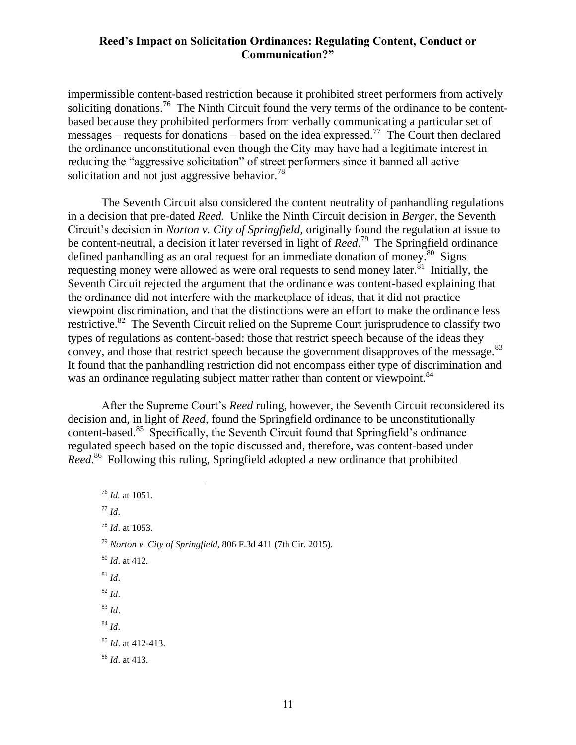impermissible content-based restriction because it prohibited street performers from actively soliciting donations.[76] The Ninth Circuit found the very terms of the ordinance to be content-based because they prohibited performers from verbally communicating a particular set of messages – requests for donations – based on the idea expressed.[77] The Court then declared the ordinance unconstitutional even though the City may have had a legitimate interest in reducing the "aggressive solicitation" of street performers since it banned all active solicitation and not just aggressive behavior.[78]

The Seventh Circuit also considered the content neutrality of panhandling regulations in a decision that pre-dated *Reed.* Unlike the Ninth Circuit decision in *Berger*, the Seventh Circuit's decision in *Norton v. City of Springfield,* originally found the regulation at issue to be content-neutral, a decision it later reversed in light of *Reed*.[79] The Springfield ordinance defined panhandling as an oral request for an immediate donation of money.[80] Signs requesting money were allowed as were oral requests to send money later.[81] Initially, the Seventh Circuit rejected the argument that the ordinance was content-based explaining that the ordinance did not interfere with the marketplace of ideas, that it did not practice viewpoint discrimination, and that the distinctions were an effort to make the ordinance less restrictive.[82] The Seventh Circuit relied on the Supreme Court jurisprudence to classify two types of regulations as content-based: those that restrict speech because of the ideas they convey, and those that restrict speech because the government disapproves of the message.[83] It found that the panhandling restriction did not encompass either type of discrimination and was an ordinance regulating subject matter rather than content or viewpoint.[84]

After the Supreme Court's *Reed* ruling, however, the Seventh Circuit reconsidered its decision and, in light of *Reed,* found the Springfield ordinance to be unconstitutionally content-based.[85] Specifically, the Seventh Circuit found that Springfield's ordinance regulated speech based on the topic discussed and, therefore, was content-based under *Reed*.[86] Following this ruling, Springfield adopted a new ordinance that prohibited

---

[76] *Id.* at 1051.

[77] *Id*.

[78] *Id*. at 1053.

[79] *Norton v. City of Springfield*, 806 F.3d 411 (7th Cir. 2015).

[80] *Id*. at 412.

[81] *Id*.

[82] *Id*.

[83] *Id*.

[84] *Id*.

[85] *Id*. at 412-413.

[86] *Id*. at 413.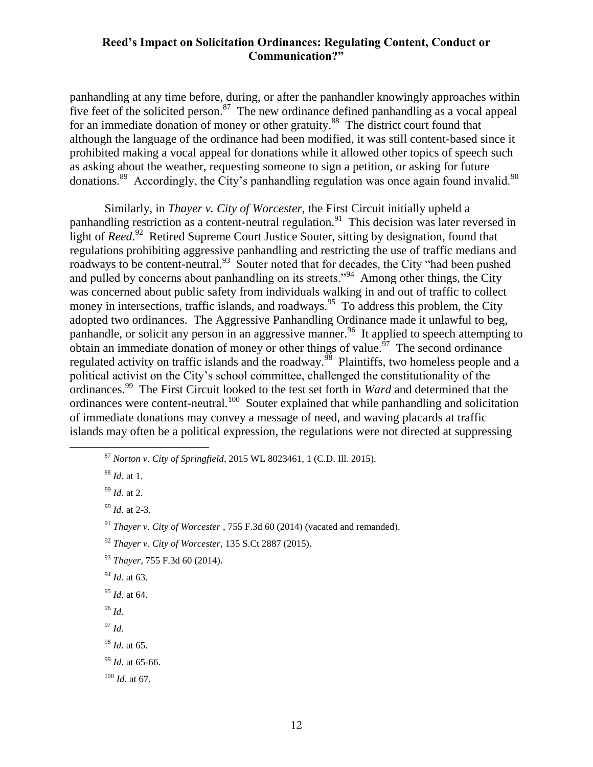panhandling at any time before, during, or after the panhandler knowingly approaches within five feet of the solicited person.[87] The new ordinance defined panhandling as a vocal appeal for an immediate donation of money or other gratuity.[88] The district court found that although the language of the ordinance had been modified, it was still content-based since it prohibited making a vocal appeal for donations while it allowed other topics of speech such as asking about the weather, requesting someone to sign a petition, or asking for future donations.[89] Accordingly, the City's panhandling regulation was once again found invalid.[90]

Similarly, in *Thayer v. City of Worcester,* the First Circuit initially upheld a panhandling restriction as a content-neutral regulation.[91] This decision was later reversed in light of *Reed*.[92] Retired Supreme Court Justice Souter, sitting by designation, found that regulations prohibiting aggressive panhandling and restricting the use of traffic medians and roadways to be content-neutral.[93] Souter noted that for decades, the City "had been pushed and pulled by concerns about panhandling on its streets."[94] Among other things, the City was concerned about public safety from individuals walking in and out of traffic to collect money in intersections, traffic islands, and roadways.[95] To address this problem, the City adopted two ordinances. The Aggressive Panhandling Ordinance made it unlawful to beg, panhandle, or solicit any person in an aggressive manner.[96] It applied to speech attempting to obtain an immediate donation of money or other things of value.[97] The second ordinance regulated activity on traffic islands and the roadway.[98] Plaintiffs, two homeless people and a political activist on the City's school committee, challenged the constitutionality of the ordinances.[99] The First Circuit looked to the test set forth in *Ward* and determined that the ordinances were content-neutral.[100] Souter explained that while panhandling and solicitation of immediate donations may convey a message of need, and waving placards at traffic islands may often be a political expression, the regulations were not directed at suppressing

---

[87] *Norton v. City of Springfield*, 2015 WL 8023461, 1 (C.D. Ill. 2015).

[88] *Id*. at 1.

[89] *Id*. at 2.

[90] *Id.* at 2-3.

[91] *Thayer v. City of Worcester* , 755 F.3d 60 (2014) (vacated and remanded).

[92] *Thayer v. City of Worcester*, 135 S.Ct 2887 (2015).

[93] *Thayer*, 755 F.3d 60 (2014).

[94] *Id.* at 63.

[95] *Id*. at 64.

[96] *Id*.

[97] *Id*.

[98] *Id*. at 65.

[99] *Id*. at 65-66.

[100] *Id*. at 67.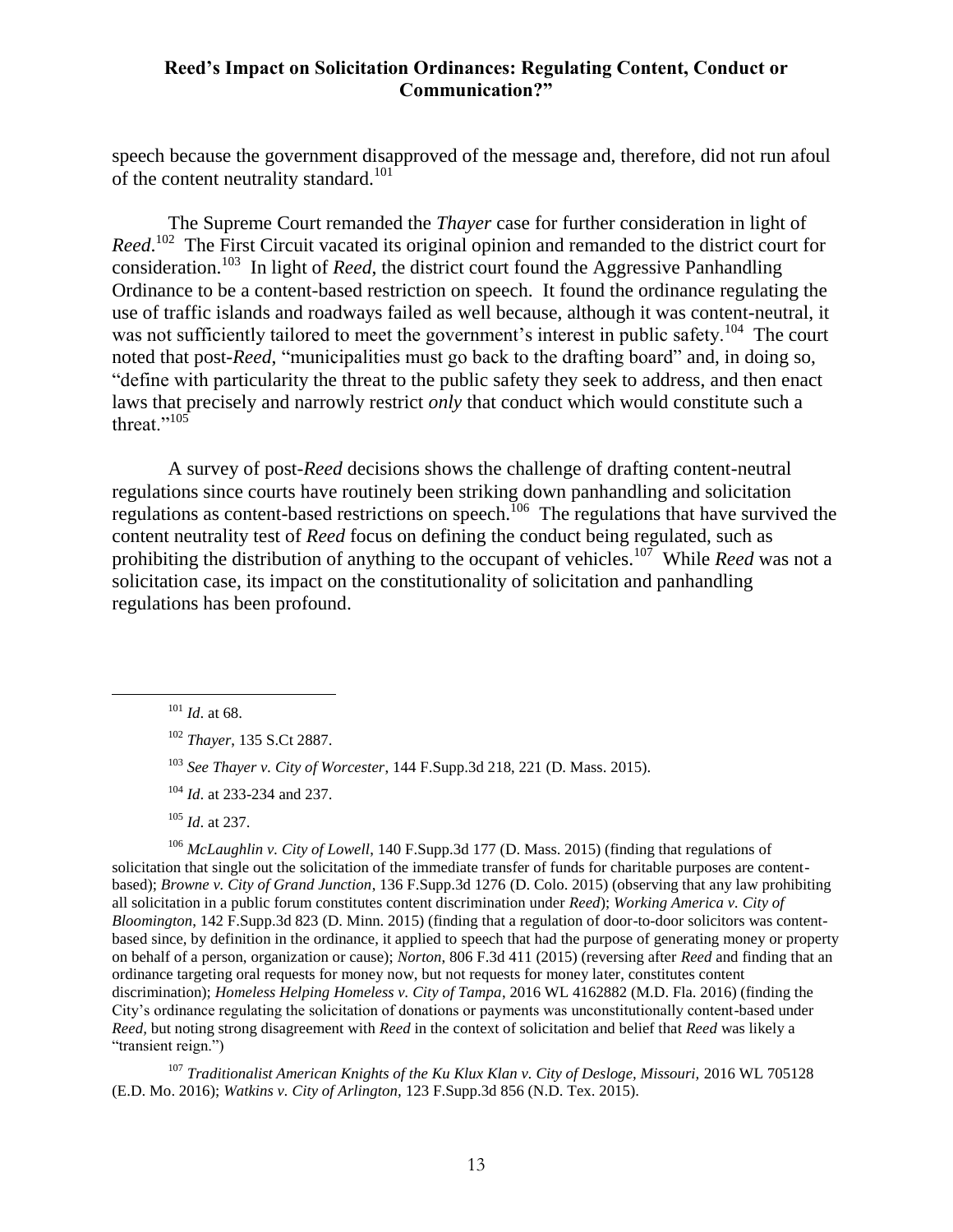speech because the government disapproved of the message and, therefore, did not run afoul of the content neutrality standard.[101]

The Supreme Court remanded the *Thayer* case for further consideration in light of *Reed*.[102] The First Circuit vacated its original opinion and remanded to the district court for consideration.[103] In light of *Reed*, the district court found the Aggressive Panhandling Ordinance to be a content-based restriction on speech. It found the ordinance regulating the use of traffic islands and roadways failed as well because, although it was content-neutral, it was not sufficiently tailored to meet the government's interest in public safety.[104] The court noted that post-*Reed*, "municipalities must go back to the drafting board" and, in doing so, "define with particularity the threat to the public safety they seek to address, and then enact laws that precisely and narrowly restrict *only* that conduct which would constitute such a threat."[105]

A survey of post-*Reed* decisions shows the challenge of drafting content-neutral regulations since courts have routinely been striking down panhandling and solicitation regulations as content-based restrictions on speech.[106] The regulations that have survived the content neutrality test of *Reed* focus on defining the conduct being regulated, such as prohibiting the distribution of anything to the occupant of vehicles.[107] While *Reed* was not a solicitation case, its impact on the constitutionality of solicitation and panhandling regulations has been profound.

---

[101] *Id*. at 68.

[102] *Thayer*, 135 S.Ct 2887.

[103] *See Thayer v. City of Worcester*, 144 F.Supp.3d 218, 221 (D. Mass. 2015).

[104] *Id*. at 233-234 and 237.

[105] *Id*. at 237.

[106] *McLaughlin v. City of Lowell*, 140 F.Supp.3d 177 (D. Mass. 2015) (finding that regulations of solicitation that single out the solicitation of the immediate transfer of funds for charitable purposes are content-based); *Browne v. City of Grand Junction*, 136 F.Supp.3d 1276 (D. Colo. 2015) (observing that any law prohibiting all solicitation in a public forum constitutes content discrimination under *Reed*); *Working America v. City of Bloomington*, 142 F.Supp.3d 823 (D. Minn. 2015) (finding that a regulation of door-to-door solicitors was content-based since, by definition in the ordinance, it applied to speech that had the purpose of generating money or property on behalf of a person, organization or cause); *Norton*, 806 F.3d 411 (2015) (reversing after *Reed* and finding that an ordinance targeting oral requests for money now, but not requests for money later, constitutes content discrimination); *Homeless Helping Homeless v. City of Tampa*, 2016 WL 4162882 (M.D. Fla. 2016) (finding the City's ordinance regulating the solicitation of donations or payments was unconstitutionally content-based under *Reed*, but noting strong disagreement with *Reed* in the context of solicitation and belief that *Reed* was likely a "transient reign.")

[107] *Traditionalist American Knights of the Ku Klux Klan v. City of Desloge, Missouri*, 2016 WL 705128 (E.D. Mo. 2016); *Watkins v. City of Arlington*, 123 F.Supp.3d 856 (N.D. Tex. 2015).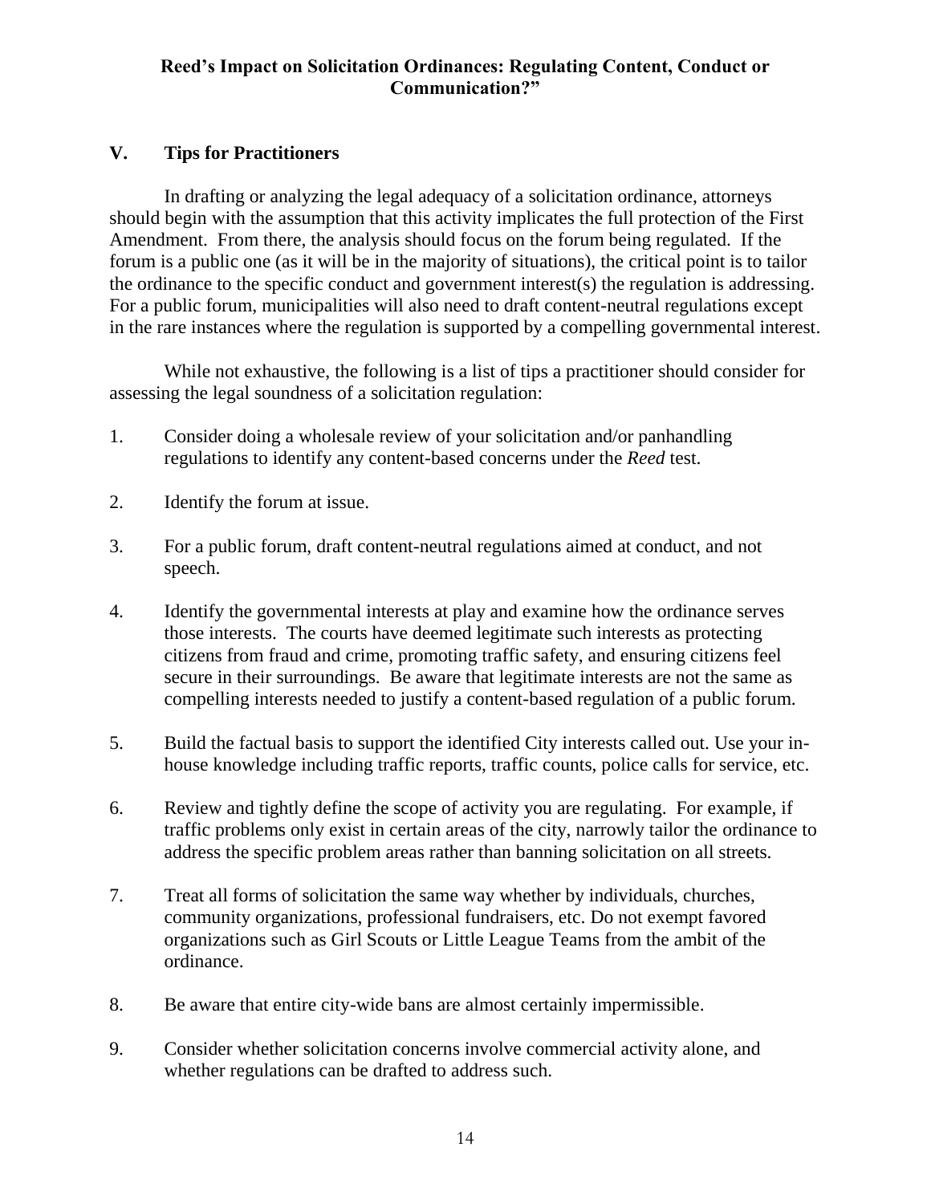## V. Tips for Practitioners

In drafting or analyzing the legal adequacy of a solicitation ordinance, attorneys should begin with the assumption that this activity implicates the full protection of the First Amendment. From there, the analysis should focus on the forum being regulated. If the forum is a public one (as it will be in the majority of situations), the critical point is to tailor the ordinance to the specific conduct and government interest(s) the regulation is addressing. For a public forum, municipalities will also need to draft content-neutral regulations except in the rare instances where the regulation is supported by a compelling governmental interest.

While not exhaustive, the following is a list of tips a practitioner should consider for assessing the legal soundness of a solicitation regulation:

1. Consider doing a wholesale review of your solicitation and/or panhandling regulations to identify any content-based concerns under the *Reed* test.

2. Identify the forum at issue.

3. For a public forum, draft content-neutral regulations aimed at conduct, and not speech.

4. Identify the governmental interests at play and examine how the ordinance serves those interests. The courts have deemed legitimate such interests as protecting citizens from fraud and crime, promoting traffic safety, and ensuring citizens feel secure in their surroundings. Be aware that legitimate interests are not the same as compelling interests needed to justify a content-based regulation of a public forum.

5. Build the factual basis to support the identified City interests called out. Use your in-house knowledge including traffic reports, traffic counts, police calls for service, etc.

6. Review and tightly define the scope of activity you are regulating. For example, if traffic problems only exist in certain areas of the city, narrowly tailor the ordinance to address the specific problem areas rather than banning solicitation on all streets.

7. Treat all forms of solicitation the same way whether by individuals, churches, community organizations, professional fundraisers, etc. Do not exempt favored organizations such as Girl Scouts or Little League Teams from the ambit of the ordinance.

8. Be aware that entire city-wide bans are almost certainly impermissible.

9. Consider whether solicitation concerns involve commercial activity alone, and whether regulations can be drafted to address such.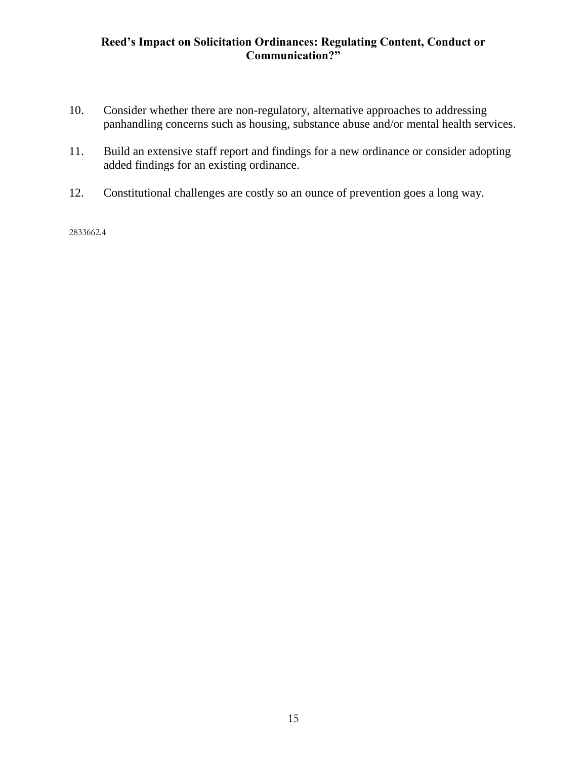10. Consider whether there are non-regulatory, alternative approaches to addressing panhandling concerns such as housing, substance abuse and/or mental health services.

11. Build an extensive staff report and findings for a new ordinance or consider adopting added findings for an existing ordinance.

12. Constitutional challenges are costly so an ounce of prevention goes a long way.

2833662.4